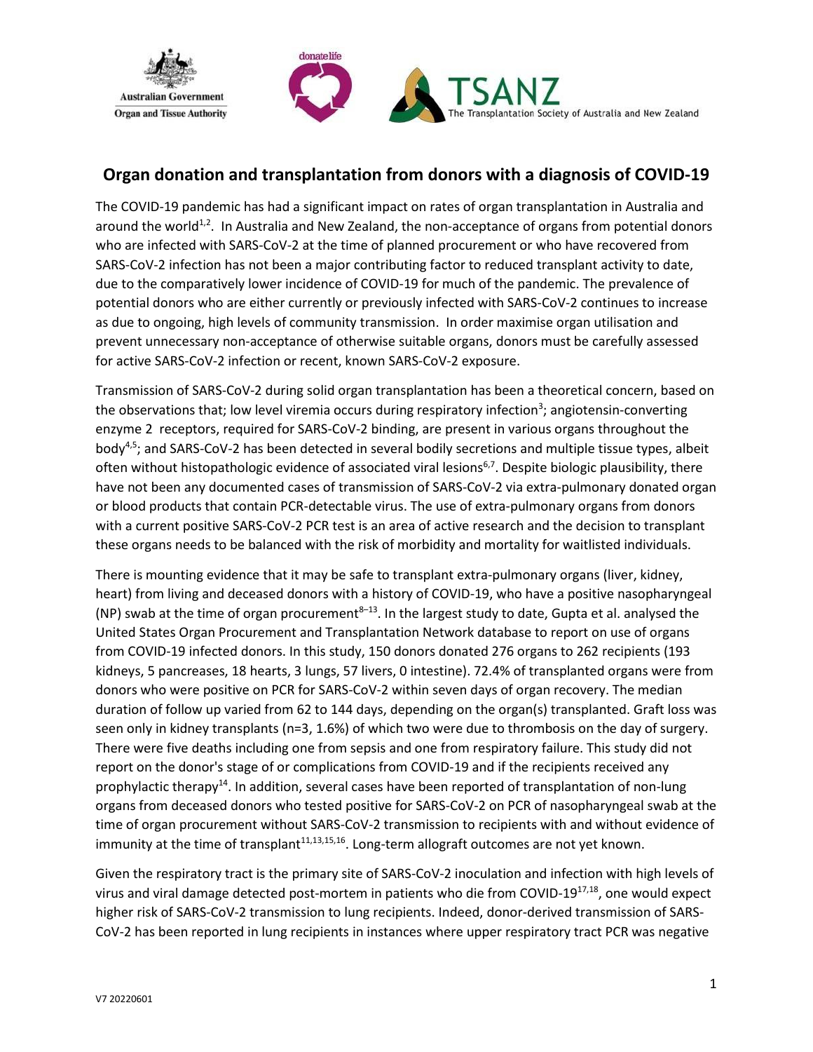## Organ donation and transplantation from donors with a diagnosis of COVID-19

The COVID-19 pandemic has had a significant impact on rates of organ transplantation in Australia and around the world[1,2]. In Australia and New Zealand, the non-acceptance of organs from potential donors who are infected with SARS-CoV-2 at the time of planned procurement or who have recovered from SARS-CoV-2 infection has not been a major contributing factor to reduced transplant activity to date, due to the comparatively lower incidence of COVID-19 for much of the pandemic. The prevalence of potential donors who are either currently or previously infected with SARS-CoV-2 continues to increase as due to ongoing, high levels of community transmission. In order maximise organ utilisation and prevent unnecessary non-acceptance of otherwise suitable organs, donors must be carefully assessed for active SARS-CoV-2 infection or recent, known SARS-CoV-2 exposure.

Transmission of SARS-CoV-2 during solid organ transplantation has been a theoretical concern, based on the observations that; low level viremia occurs during respiratory infection[3]; angiotensin-converting enzyme 2 receptors, required for SARS-CoV-2 binding, are present in various organs throughout the body[4,5]; and SARS-CoV-2 has been detected in several bodily secretions and multiple tissue types, albeit often without histopathologic evidence of associated viral lesions[6,7]. Despite biologic plausibility, there have not been any documented cases of transmission of SARS-CoV-2 via extra-pulmonary donated organ or blood products that contain PCR-detectable virus. The use of extra-pulmonary organs from donors with a current positive SARS-CoV-2 PCR test is an area of active research and the decision to transplant these organs needs to be balanced with the risk of morbidity and mortality for waitlisted individuals.

There is mounting evidence that it may be safe to transplant extra-pulmonary organs (liver, kidney, heart) from living and deceased donors with a history of COVID-19, who have a positive nasopharyngeal (NP) swab at the time of organ procurement[8–13]. In the largest study to date, Gupta et al. analysed the United States Organ Procurement and Transplantation Network database to report on use of organs from COVID-19 infected donors. In this study, 150 donors donated 276 organs to 262 recipients (193 kidneys, 5 pancreases, 18 hearts, 3 lungs, 57 livers, 0 intestine). 72.4% of transplanted organs were from donors who were positive on PCR for SARS-CoV-2 within seven days of organ recovery. The median duration of follow up varied from 62 to 144 days, depending on the organ(s) transplanted. Graft loss was seen only in kidney transplants (n=3, 1.6%) of which two were due to thrombosis on the day of surgery. There were five deaths including one from sepsis and one from respiratory failure. This study did not report on the donor's stage of or complications from COVID-19 and if the recipients received any prophylactic therapy[14]. In addition, several cases have been reported of transplantation of non-lung organs from deceased donors who tested positive for SARS-CoV-2 on PCR of nasopharyngeal swab at the time of organ procurement without SARS-CoV-2 transmission to recipients with and without evidence of immunity at the time of transplant[11,13,15,16]. Long-term allograft outcomes are not yet known.

Given the respiratory tract is the primary site of SARS-CoV-2 inoculation and infection with high levels of virus and viral damage detected post-mortem in patients who die from COVID-19[17,18], one would expect higher risk of SARS-CoV-2 transmission to lung recipients. Indeed, donor-derived transmission of SARS-CoV-2 has been reported in lung recipients in instances where upper respiratory tract PCR was negative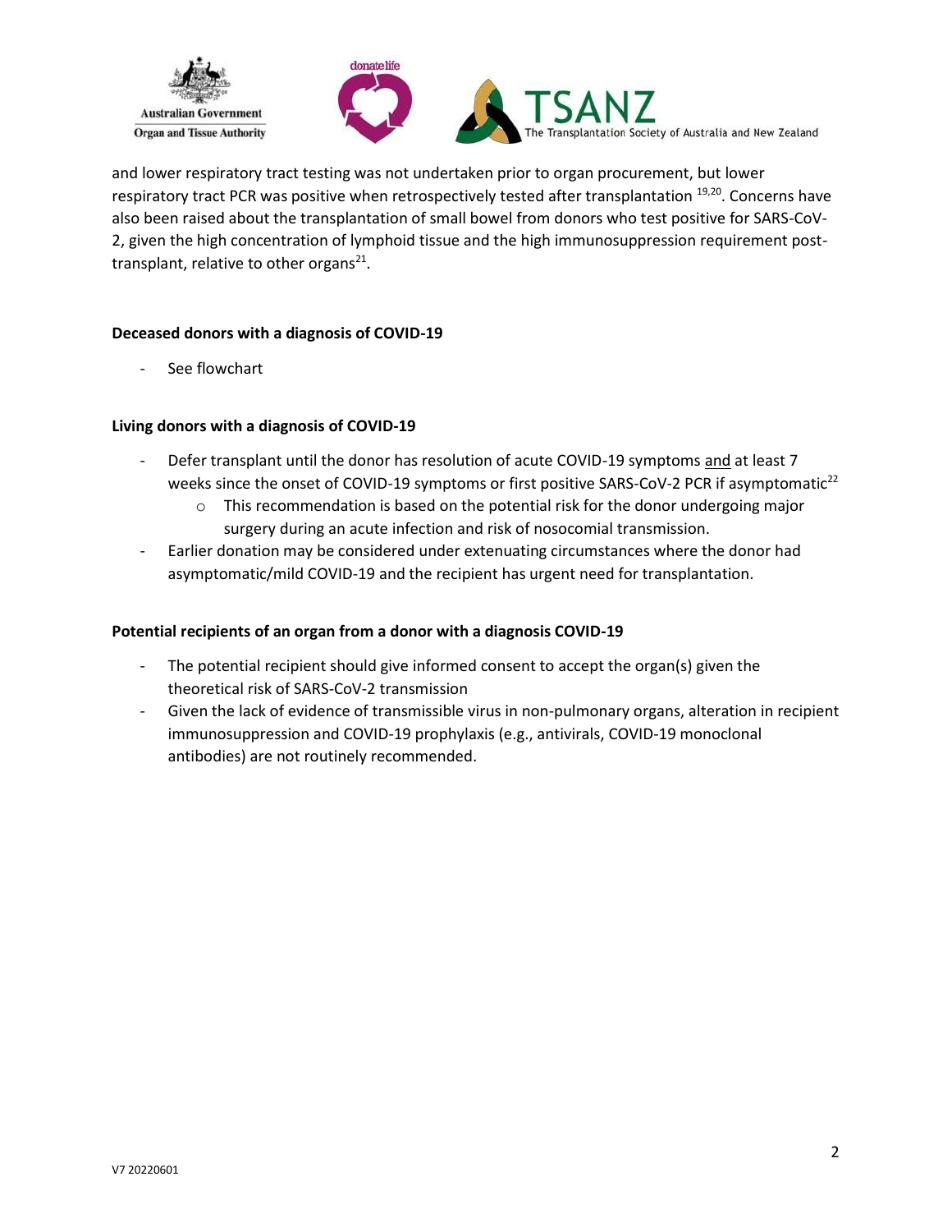and lower respiratory tract testing was not undertaken prior to organ procurement, but lower respiratory tract PCR was positive when retrospectively tested after transplantation [19,20]. Concerns have also been raised about the transplantation of small bowel from donors who test positive for SARS-CoV-2, given the high concentration of lymphoid tissue and the high immunosuppression requirement post-transplant, relative to other organs[21].

**Deceased donors with a diagnosis of COVID-19**

- See flowchart

**Living donors with a diagnosis of COVID-19**

- Defer transplant until the donor has resolution of acute COVID-19 symptoms and at least 7 weeks since the onset of COVID-19 symptoms or first positive SARS-CoV-2 PCR if asymptomatic[22]
  - This recommendation is based on the potential risk for the donor undergoing major surgery during an acute infection and risk of nosocomial transmission.
- Earlier donation may be considered under extenuating circumstances where the donor had asymptomatic/mild COVID-19 and the recipient has urgent need for transplantation.

**Potential recipients of an organ from a donor with a diagnosis COVID-19**

- The potential recipient should give informed consent to accept the organ(s) given the theoretical risk of SARS-CoV-2 transmission
- Given the lack of evidence of transmissible virus in non-pulmonary organs, alteration in recipient immunosuppression and COVID-19 prophylaxis (e.g., antivirals, COVID-19 monoclonal antibodies) are not routinely recommended.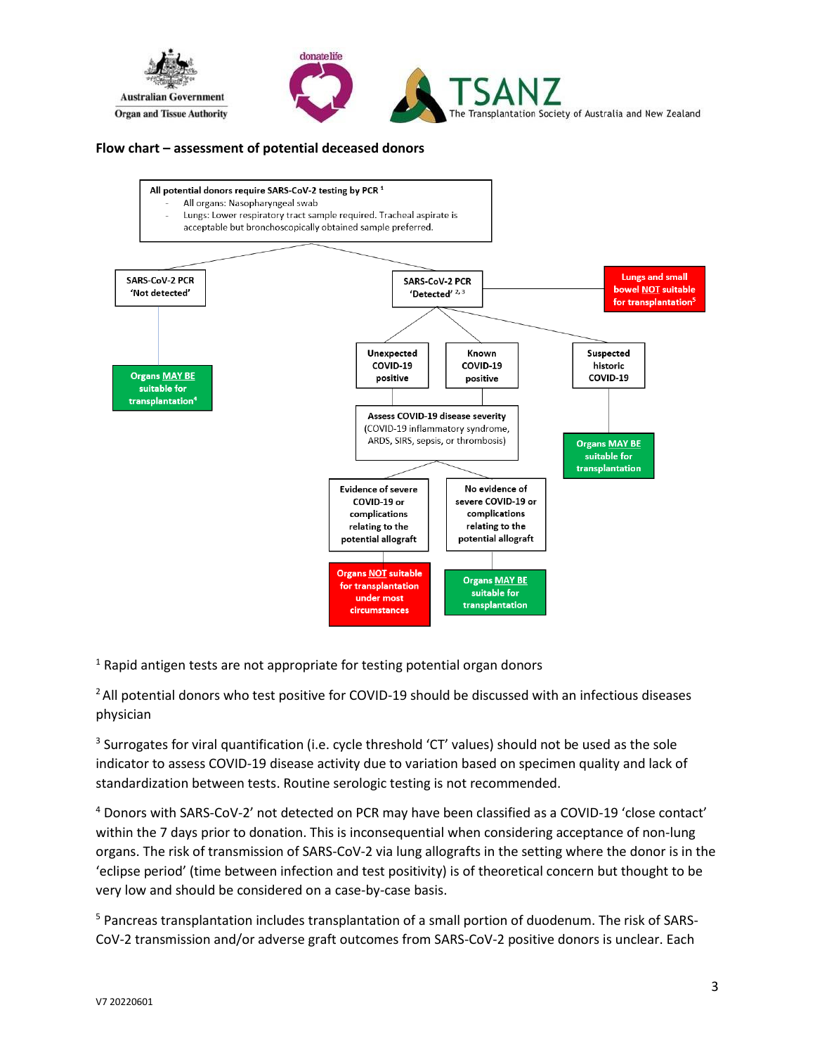**Flow chart – assessment of potential deceased donors**

All potential donors require SARS-CoV-2 testing by PCR[1]
- All organs: Nasopharyngeal swab
- Lungs: Lower respiratory tract sample required. Tracheal aspirate is acceptable but bronchoscopically obtained sample preferred.

**SARS-CoV-2 PCR 'Not detected'**
→ Organs MAY BE suitable for transplantation[4]

**SARS-CoV-2 PCR 'Detected'[2,3]**
→ Lungs and small bowel NOT suitable for transplantation[5]

- **Unexpected COVID-19 positive** / **Known COVID-19 positive**
  → Assess COVID-19 disease severity (COVID-19 inflammatory syndrome, ARDS, SIRS, sepsis, or thrombosis)
  - Evidence of severe COVID-19 or complications relating to the potential allograft → Organs NOT suitable for transplantation under most circumstances
  - No evidence of severe COVID-19 or complications relating to the potential allograft → Organs MAY BE suitable for transplantation
- **Suspected historic COVID-19**
  → Organs MAY BE suitable for transplantation

[1] Rapid antigen tests are not appropriate for testing potential organ donors

[2] All potential donors who test positive for COVID-19 should be discussed with an infectious diseases physician

[3] Surrogates for viral quantification (i.e. cycle threshold 'CT' values) should not be used as the sole indicator to assess COVID-19 disease activity due to variation based on specimen quality and lack of standardization between tests. Routine serologic testing is not recommended.

[4] Donors with SARS-CoV-2' not detected on PCR may have been classified as a COVID-19 'close contact' within the 7 days prior to donation. This is inconsequential when considering acceptance of non-lung organs. The risk of transmission of SARS-CoV-2 via lung allografts in the setting where the donor is in the 'eclipse period' (time between infection and test positivity) is of theoretical concern but thought to be very low and should be considered on a case-by-case basis.

[5] Pancreas transplantation includes transplantation of a small portion of duodenum. The risk of SARS-CoV-2 transmission and/or adverse graft outcomes from SARS-CoV-2 positive donors is unclear. Each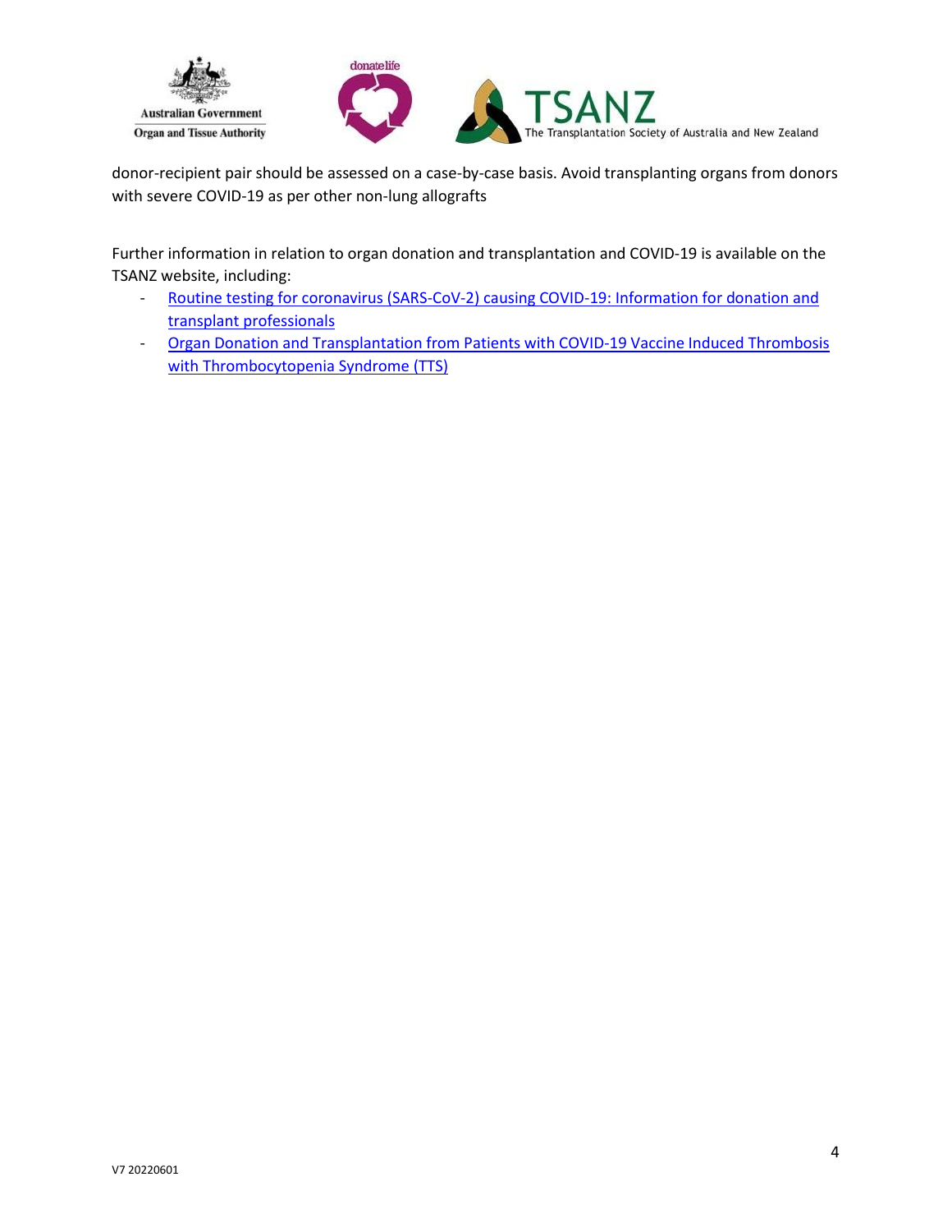donor-recipient pair should be assessed on a case-by-case basis. Avoid transplanting organs from donors with severe COVID-19 as per other non-lung allografts

Further information in relation to organ donation and transplantation and COVID-19 is available on the TSANZ website, including:

- Routine testing for coronavirus (SARS-CoV-2) causing COVID-19: Information for donation and transplant professionals
- Organ Donation and Transplantation from Patients with COVID-19 Vaccine Induced Thrombosis with Thrombocytopenia Syndrome (TTS)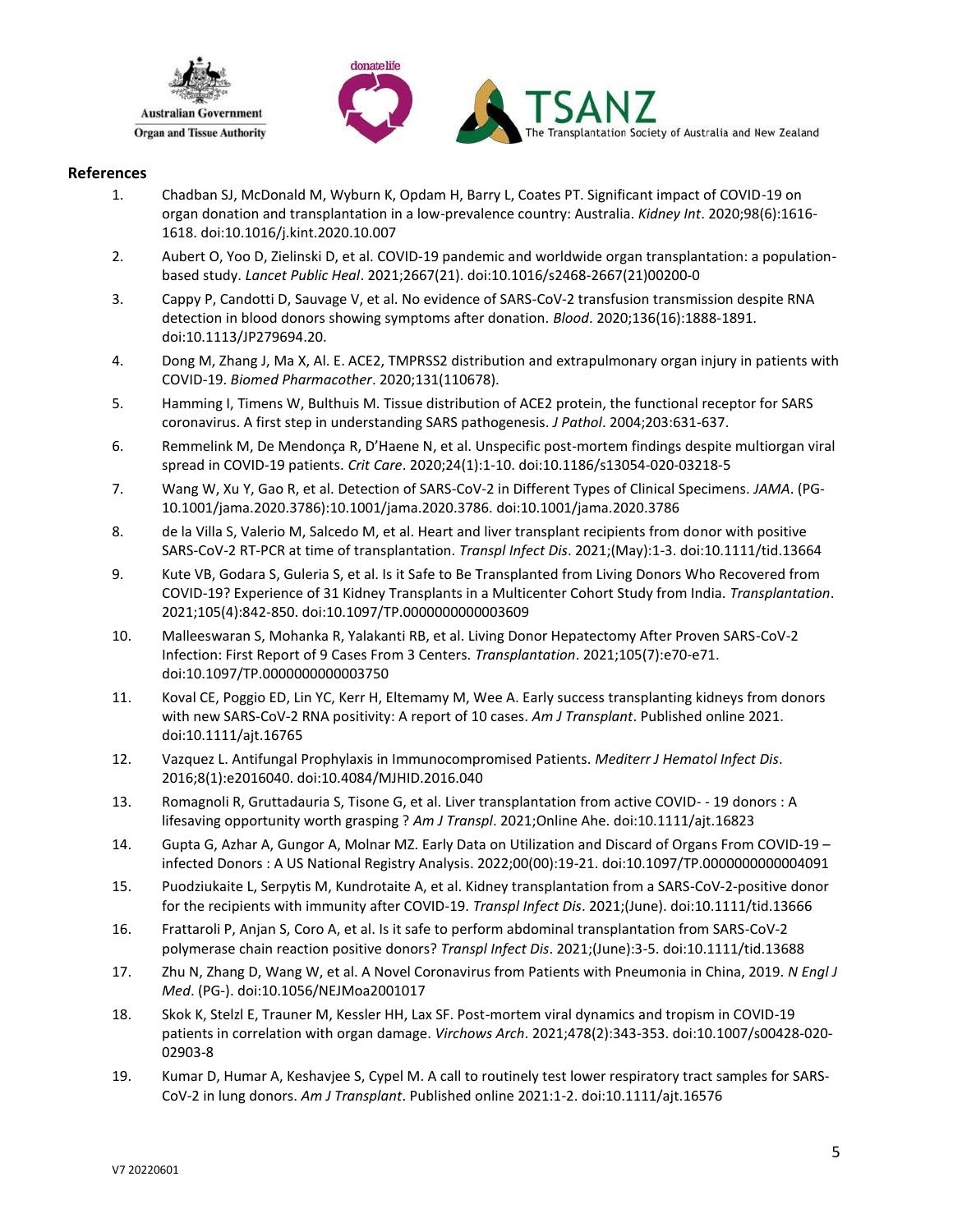## References

1. Chadban SJ, McDonald M, Wyburn K, Opdam H, Barry L, Coates PT. Significant impact of COVID-19 on organ donation and transplantation in a low-prevalence country: Australia. *Kidney Int*. 2020;98(6):1616-1618. doi:10.1016/j.kint.2020.10.007
2. Aubert O, Yoo D, Zielinski D, et al. COVID-19 pandemic and worldwide organ transplantation: a population-based study. *Lancet Public Heal*. 2021;2667(21). doi:10.1016/s2468-2667(21)00200-0
3. Cappy P, Candotti D, Sauvage V, et al. No evidence of SARS-CoV-2 transfusion transmission despite RNA detection in blood donors showing symptoms after donation. *Blood*. 2020;136(16):1888-1891. doi:10.1113/JP279694.20.
4. Dong M, Zhang J, Ma X, Al. E. ACE2, TMPRSS2 distribution and extrapulmonary organ injury in patients with COVID-19. *Biomed Pharmacother*. 2020;131(110678).
5. Hamming I, Timens W, Bulthuis M. Tissue distribution of ACE2 protein, the functional receptor for SARS coronavirus. A first step in understanding SARS pathogenesis. *J Pathol*. 2004;203:631-637.
6. Remmelink M, De Mendonça R, D'Haene N, et al. Unspecific post-mortem findings despite multiorgan viral spread in COVID-19 patients. *Crit Care*. 2020;24(1):1-10. doi:10.1186/s13054-020-03218-5
7. Wang W, Xu Y, Gao R, et al. Detection of SARS-CoV-2 in Different Types of Clinical Specimens. *JAMA*. (PG-10.1001/jama.2020.3786):10.1001/jama.2020.3786. doi:10.1001/jama.2020.3786
8. de la Villa S, Valerio M, Salcedo M, et al. Heart and liver transplant recipients from donor with positive SARS-CoV-2 RT-PCR at time of transplantation. *Transpl Infect Dis*. 2021;(May):1-3. doi:10.1111/tid.13664
9. Kute VB, Godara S, Guleria S, et al. Is it Safe to Be Transplanted from Living Donors Who Recovered from COVID-19? Experience of 31 Kidney Transplants in a Multicenter Cohort Study from India. *Transplantation*. 2021;105(4):842-850. doi:10.1097/TP.0000000000003609
10. Malleeswaran S, Mohanka R, Yalakanti RB, et al. Living Donor Hepatectomy After Proven SARS-CoV-2 Infection: First Report of 9 Cases From 3 Centers. *Transplantation*. 2021;105(7):e70-e71. doi:10.1097/TP.0000000000003750
11. Koval CE, Poggio ED, Lin YC, Kerr H, Eltemamy M, Wee A. Early success transplanting kidneys from donors with new SARS-CoV-2 RNA positivity: A report of 10 cases. *Am J Transplant*. Published online 2021. doi:10.1111/ajt.16765
12. Vazquez L. Antifungal Prophylaxis in Immunocompromised Patients. *Mediterr J Hematol Infect Dis*. 2016;8(1):e2016040. doi:10.4084/MJHID.2016.040
13. Romagnoli R, Gruttadauria S, Tisone G, et al. Liver transplantation from active COVID- - 19 donors : A lifesaving opportunity worth grasping ? *Am J Transpl*. 2021;Online Ahe. doi:10.1111/ajt.16823
14. Gupta G, Azhar A, Gungor A, Molnar MZ. Early Data on Utilization and Discard of Organs From COVID-19 – infected Donors : A US National Registry Analysis. 2022;00(00):19-21. doi:10.1097/TP.0000000000004091
15. Puodziukaite L, Serpytis M, Kundrotaite A, et al. Kidney transplantation from a SARS-CoV-2-positive donor for the recipients with immunity after COVID-19. *Transpl Infect Dis*. 2021;(June). doi:10.1111/tid.13666
16. Frattaroli P, Anjan S, Coro A, et al. Is it safe to perform abdominal transplantation from SARS-CoV-2 polymerase chain reaction positive donors? *Transpl Infect Dis*. 2021;(June):3-5. doi:10.1111/tid.13688
17. Zhu N, Zhang D, Wang W, et al. A Novel Coronavirus from Patients with Pneumonia in China, 2019. *N Engl J Med*. (PG-). doi:10.1056/NEJMoa2001017
18. Skok K, Stelzl E, Trauner M, Kessler HH, Lax SF. Post-mortem viral dynamics and tropism in COVID-19 patients in correlation with organ damage. *Virchows Arch*. 2021;478(2):343-353. doi:10.1007/s00428-020-02903-8
19. Kumar D, Humar A, Keshavjee S, Cypel M. A call to routinely test lower respiratory tract samples for SARS-CoV-2 in lung donors. *Am J Transplant*. Published online 2021:1-2. doi:10.1111/ajt.16576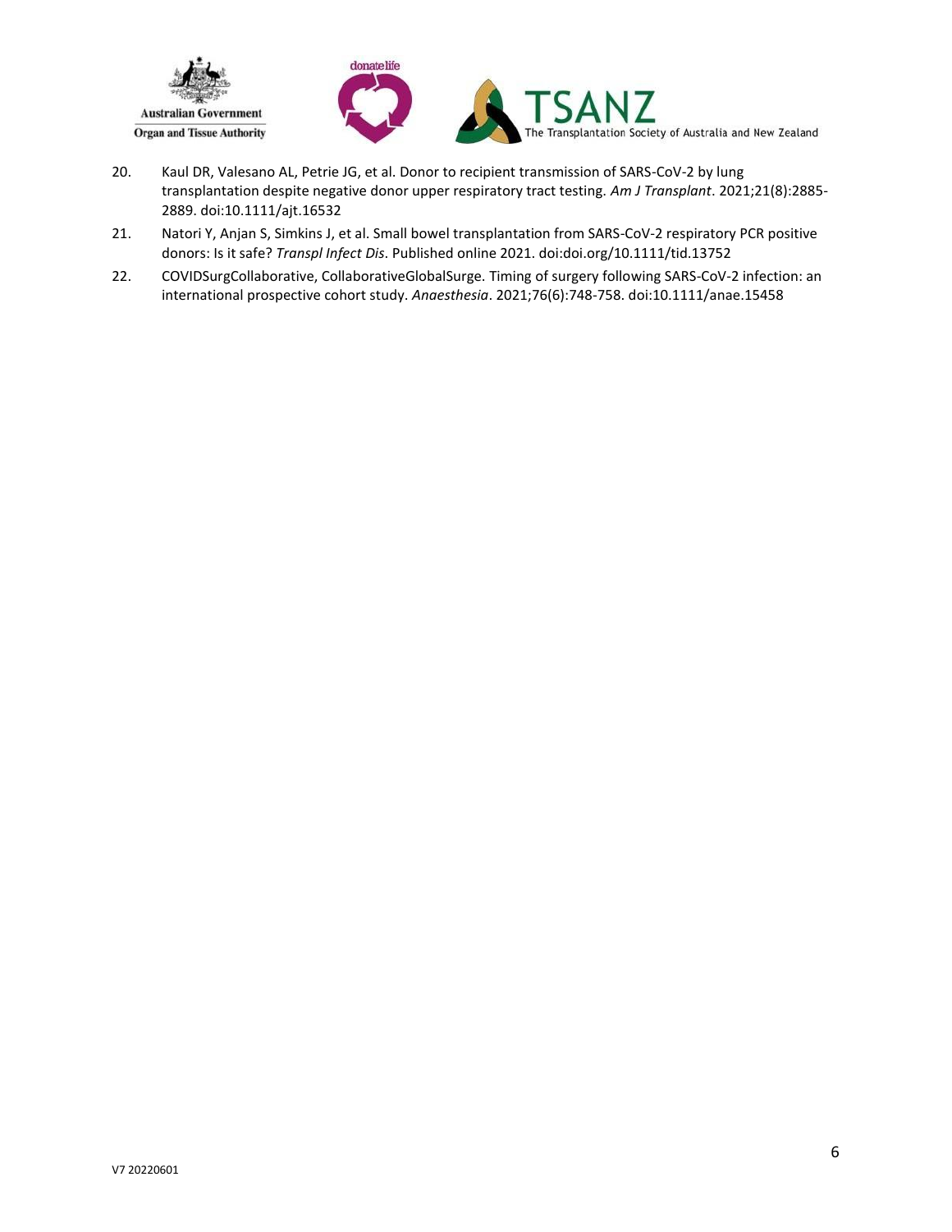20. Kaul DR, Valesano AL, Petrie JG, et al. Donor to recipient transmission of SARS-CoV-2 by lung transplantation despite negative donor upper respiratory tract testing. *Am J Transplant*. 2021;21(8):2885-2889. doi:10.1111/ajt.16532
21. Natori Y, Anjan S, Simkins J, et al. Small bowel transplantation from SARS-CoV-2 respiratory PCR positive donors: Is it safe? *Transpl Infect Dis*. Published online 2021. doi:doi.org/10.1111/tid.13752
22. COVIDSurgCollaborative, CollaborativeGlobalSurge. Timing of surgery following SARS-CoV-2 infection: an international prospective cohort study. *Anaesthesia*. 2021;76(6):748-758. doi:10.1111/anae.15458